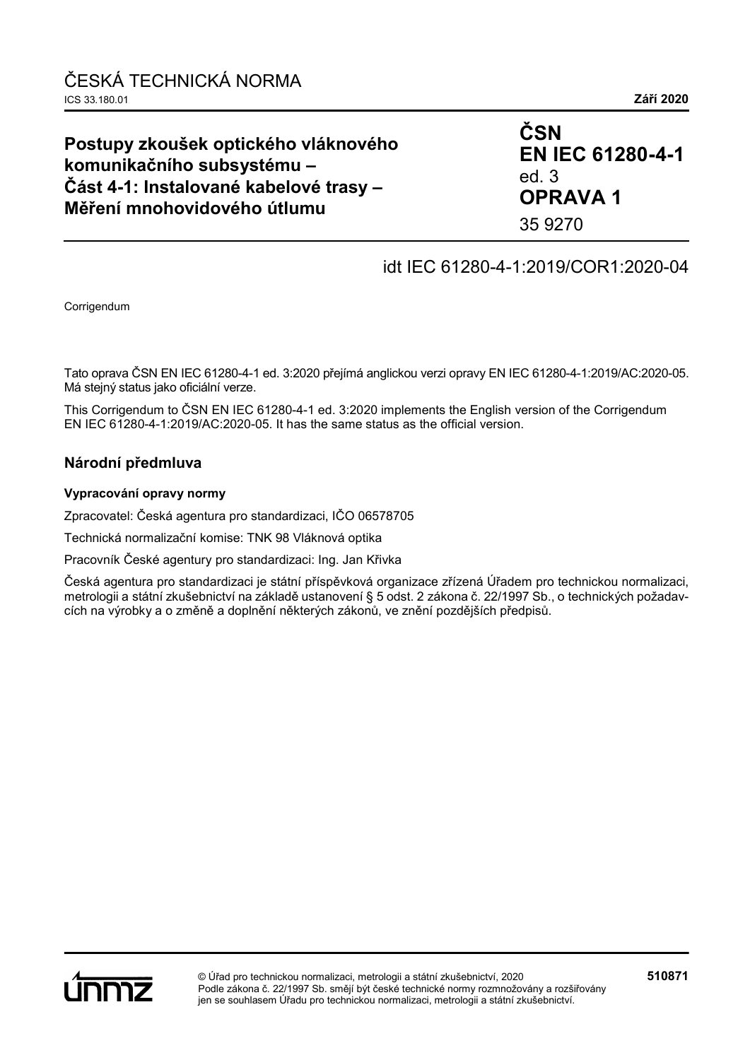ČESKÁ TECHNICKÁ NORMA

ICS 33.180.01 **Září 2020**

# Postupy zkoušek optického vláknového komunikačního subsystému – Část 4-1: Instalované kabelové trasy – Měření mnohovidového útlumu

**ČSN**
**EN IEC 61280-4-1**
ed. 3
**OPRAVA 1**
35 9270

idt IEC 61280-4-1:2019/COR1:2020-04

Corrigendum

Tato oprava ČSN EN IEC 61280-4-1 ed. 3:2020 přejímá anglickou verzi opravy EN IEC 61280-4-1:2019/AC:2020-05. Má stejný status jako oficiální verze.

This Corrigendum to ČSN EN IEC 61280-4-1 ed. 3:2020 implements the English version of the Corrigendum EN IEC 61280-4-1:2019/AC:2020-05. It has the same status as the official version.

## Národní předmluva

**Vypracování opravy normy**

Zpracovatel: Česká agentura pro standardizaci, IČO 06578705

Technická normalizační komise: TNK 98 Vláknová optika

Pracovník České agentury pro standardizaci: Ing. Jan Křivka

Česká agentura pro standardizaci je státní příspěvková organizace zřízená Úřadem pro technickou normalizaci, metrologii a státní zkušebnictví na základě ustanovení § 5 odst. 2 zákona č. 22/1997 Sb., o technických požadavcích na výrobky a o změně a doplnění některých zákonů, ve znění pozdějších předpisů.

© Úřad pro technickou normalizaci, metrologii a státní zkušebnictví, 2020
Podle zákona č. 22/1997 Sb. smějí být české technické normy rozmnožovány a rozšiřovány jen se souhlasem Úřadu pro technickou normalizaci, metrologii a státní zkušebnictví.

**510871**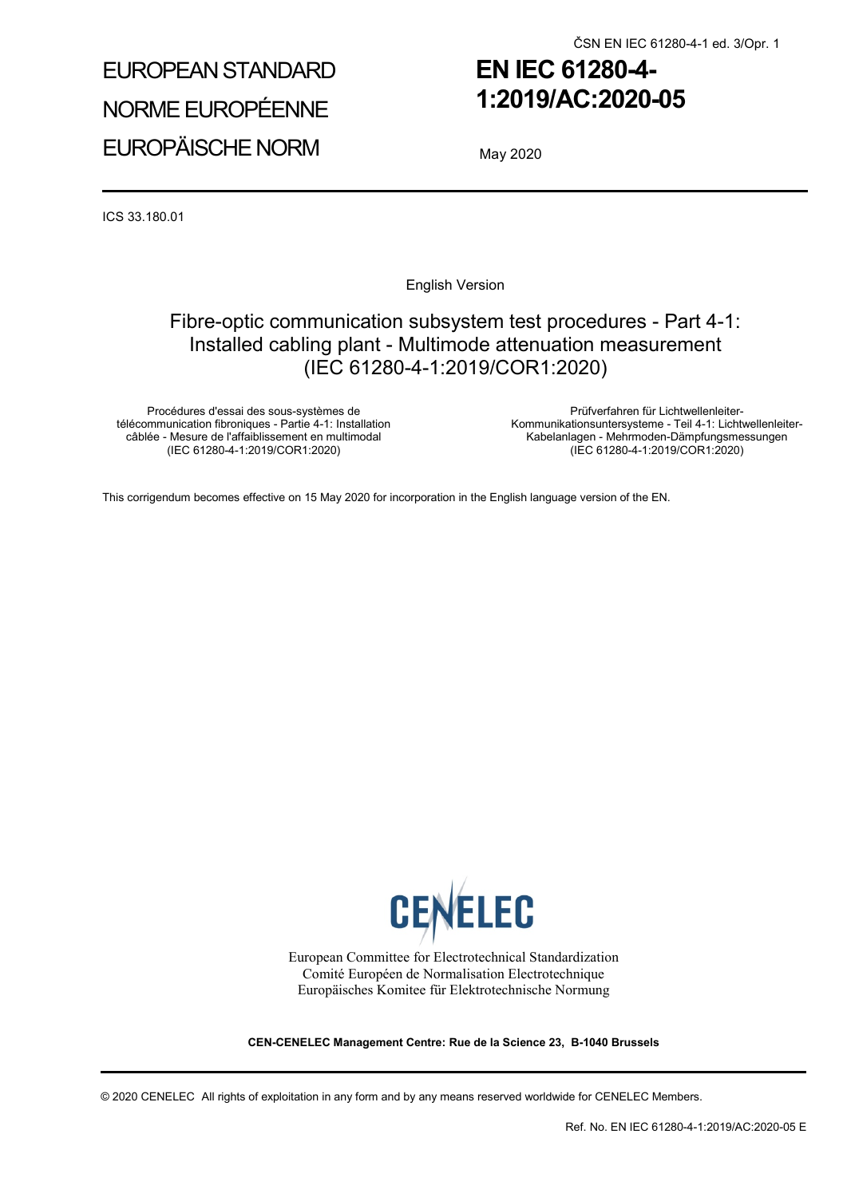ČSN EN IEC 61280-4-1 ed. 3/Opr. 1

EUROPEAN STANDARD

NORME EUROPÉENNE

EUROPÄISCHE NORM

# EN IEC 61280-4-1:2019/AC:2020-05

May 2020

ICS 33.180.01

English Version

## Fibre-optic communication subsystem test procedures - Part 4-1: Installed cabling plant - Multimode attenuation measurement (IEC 61280-4-1:2019/COR1:2020)

Procédures d'essai des sous-systèmes de télécommunication fibroniques - Partie 4-1: Installation câblée - Mesure de l'affaiblissement en multimodal (IEC 61280-4-1:2019/COR1:2020)

Prüfverfahren für Lichtwellenleiter-Kommunikationsuntersysteme - Teil 4-1: Lichtwellenleiter-Kabelanlagen - Mehrmoden-Dämpfungsmessungen (IEC 61280-4-1:2019/COR1:2020)

This corrigendum becomes effective on 15 May 2020 for incorporation in the English language version of the EN.

CENELEC

European Committee for Electrotechnical Standardization
Comité Européen de Normalisation Electrotechnique
Europäisches Komitee für Elektrotechnische Normung

**CEN-CENELEC Management Centre: Rue de la Science 23, B-1040 Brussels**

© 2020 CENELEC All rights of exploitation in any form and by any means reserved worldwide for CENELEC Members.

Ref. No. EN IEC 61280-4-1:2019/AC:2020-05 E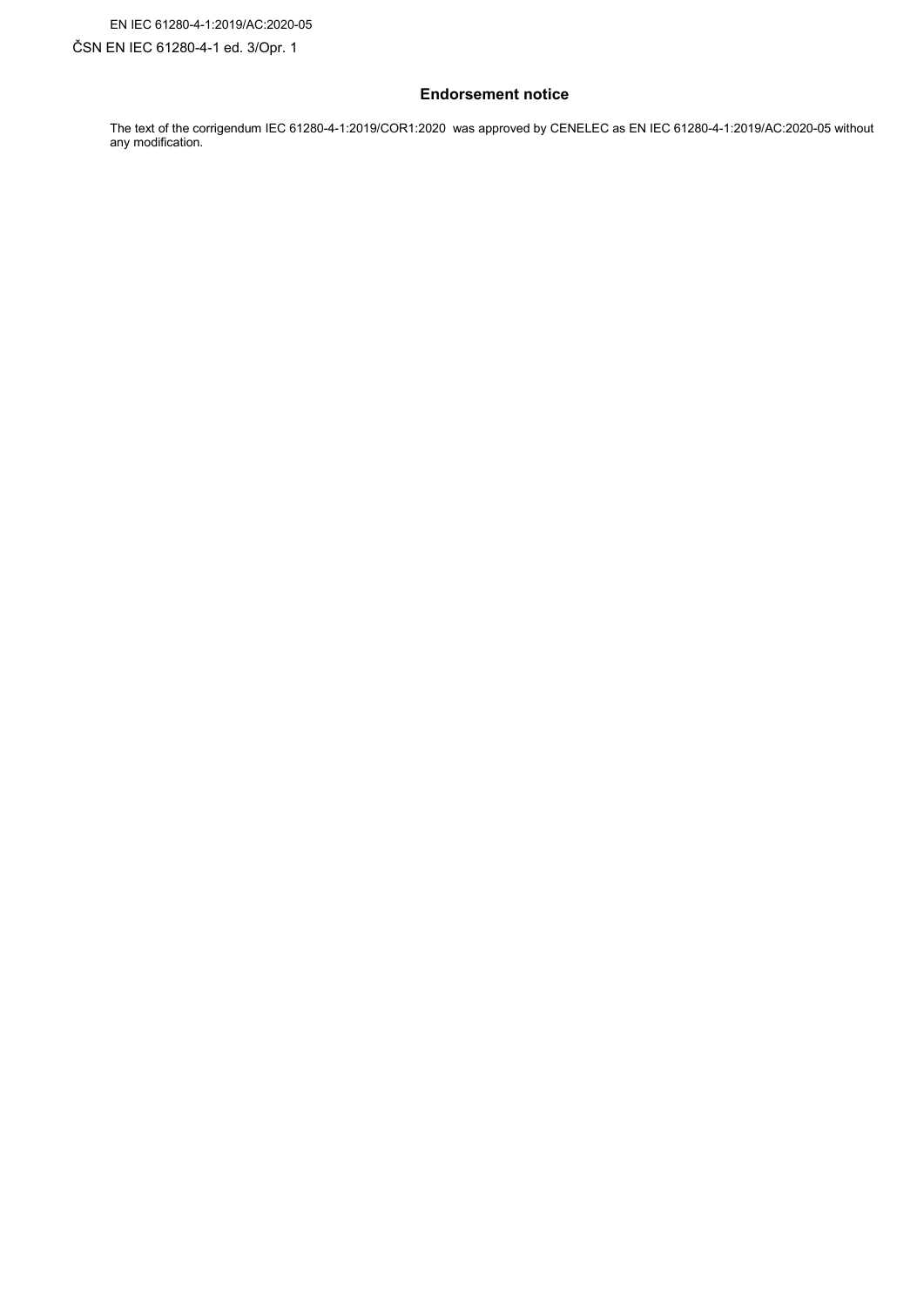## Endorsement notice

The text of the corrigendum IEC 61280-4-1:2019/COR1:2020 was approved by CENELEC as EN IEC 61280-4-1:2019/AC:2020-05 without any modification.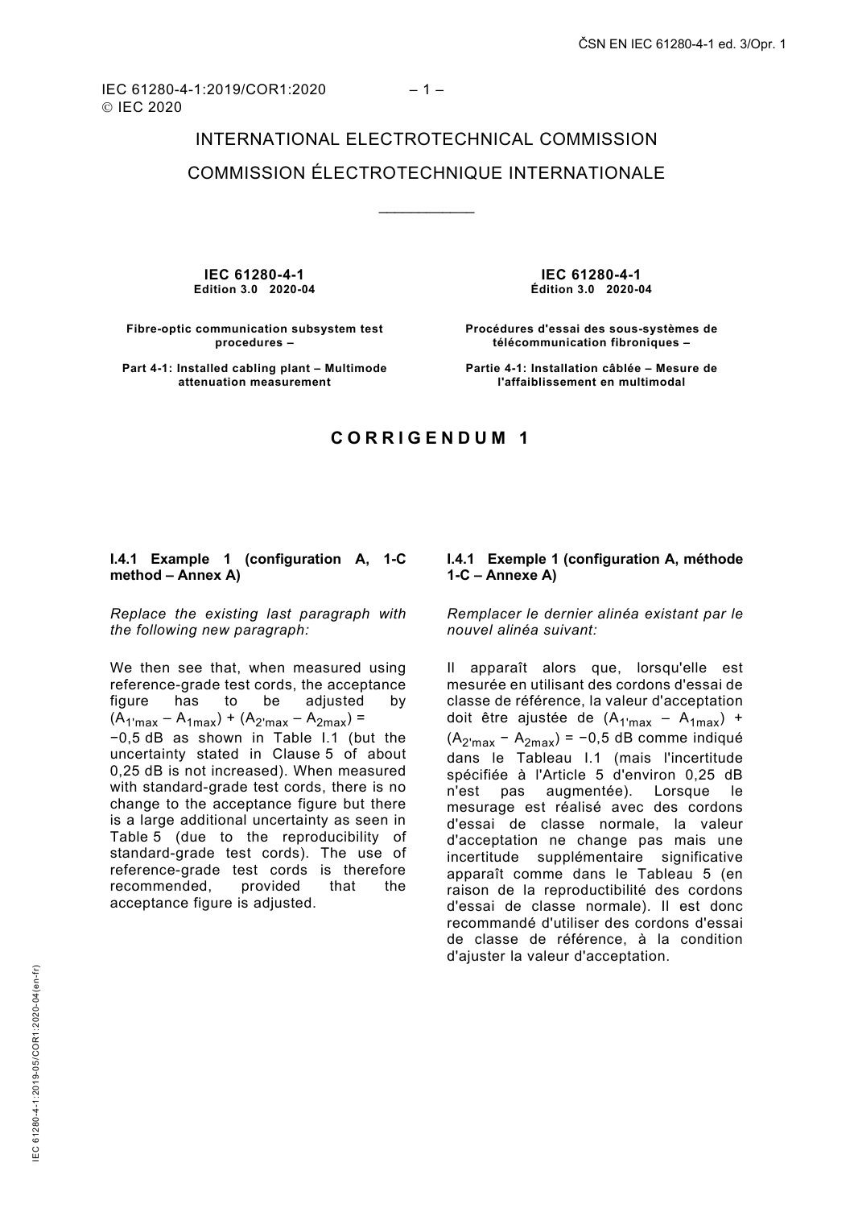IEC 61280-4-1:2019/COR1:2020
© IEC 2020

INTERNATIONAL ELECTROTECHNICAL COMMISSION

COMMISSION ÉLECTROTECHNIQUE INTERNATIONALE

**IEC 61280-4-1**
**Edition 3.0 2020-04**

**Fibre-optic communication subsystem test procedures –**

**Part 4-1: Installed cabling plant – Multimode attenuation measurement**

**IEC 61280-4-1**
**Édition 3.0 2020-04**

**Procédures d'essai des sous-systèmes de télécommunication fibroniques –**

**Partie 4-1: Installation câblée – Mesure de l'affaiblissement en multimodal**

# CORRIGENDUM 1

**I.4.1 Example 1 (configuration A, 1-C method – Annex A)**

*Replace the existing last paragraph with the following new paragraph:*

We then see that, when measured using reference-grade test cords, the acceptance figure has to be adjusted by $(A_{1'max} – A_{1max}) + (A_{2'max} – A_{2max}) = −0,5$ dB as shown in Table I.1 (but the uncertainty stated in Clause 5 of about 0,25 dB is not increased). When measured with standard-grade test cords, there is no change to the acceptance figure but there is a large additional uncertainty as seen in Table 5 (due to the reproducibility of standard-grade test cords). The use of reference-grade test cords is therefore recommended, provided that the acceptance figure is adjusted.

**I.4.1 Exemple 1 (configuration A, méthode 1-C – Annexe A)**

*Remplacer le dernier alinéa existant par le nouvel alinéa suivant:*

Il apparaît alors que, lorsqu'elle est mesurée en utilisant des cordons d'essai de classe de référence, la valeur d'acceptation doit être ajustée de $(A_{1'max} – A_{1max}) + (A_{2'max} – A_{2max}) = −0,5$ dB comme indiqué dans le Tableau I.1 (mais l'incertitude spécifiée à l'Article 5 d'environ 0,25 dB n'est pas augmentée). Lorsque le mesurage est réalisé avec des cordons d'essai de classe normale, la valeur d'acceptation ne change pas mais une incertitude supplémentaire significative apparaît comme dans le Tableau 5 (en raison de la reproductibilité des cordons d'essai de classe normale). Il est donc recommandé d'utiliser des cordons d'essai de classe de référence, à la condition d'ajuster la valeur d'acceptation.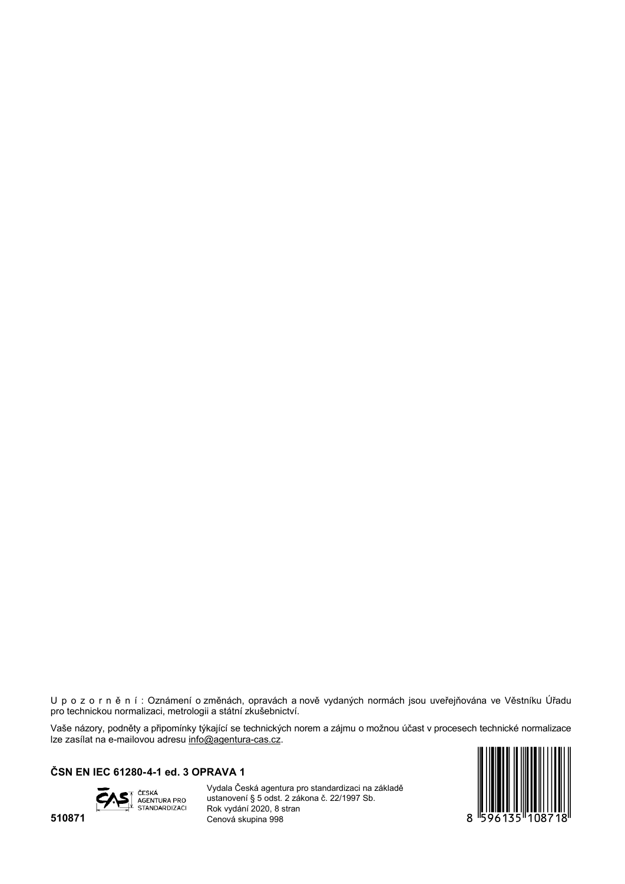U p o z o r n ě n í : Oznámení o změnách, opravách a nově vydaných normách jsou uveřejňována ve Věstníku Úřadu pro technickou normalizaci, metrologii a státní zkušebnictví.

Vaše názory, podněty a připomínky týkající se technických norem a zájmu o možnou účast v procesech technické normalizace lze zasílat na e-mailovou adresu info@agentura-cas.cz.

**ČSN EN IEC 61280-4-1 ed. 3 OPRAVA 1**

ČESKÁ AGENTURA PRO STANDARDIZACI

Vydala Česká agentura pro standardizaci na základě ustanovení § 5 odst. 2 zákona č. 22/1997 Sb.
Rok vydání 2020, 8 stran
Cenová skupina 998

**510871**

8 596135 108718